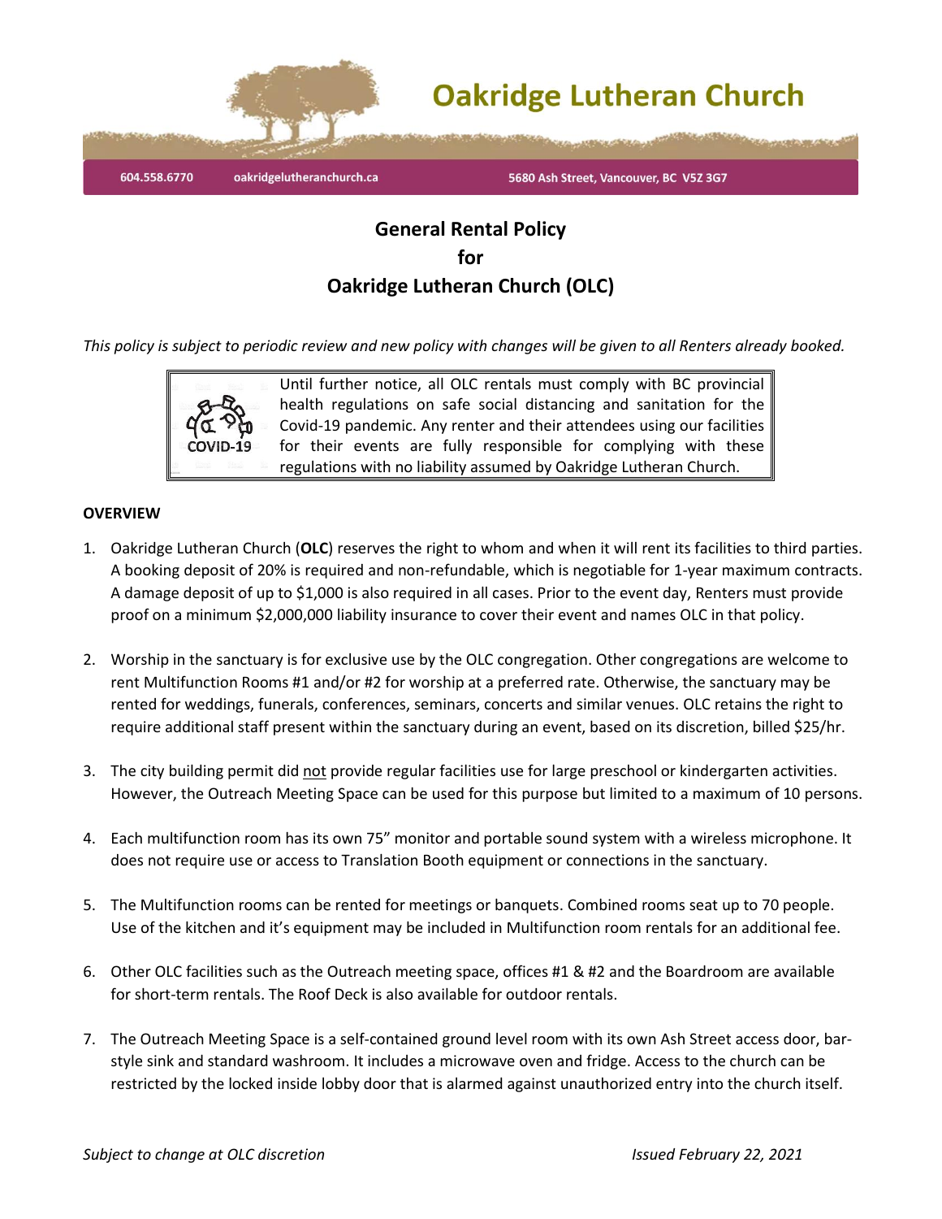# Oakridge Lutheran Church

604.558.6770 oakridgelutheranchurch.ca 5680 Ash Street, Vancouver, BC V5Z 3G7

## General Rental Policy for Oakridge Lutheran Church (OLC)

*This policy is subject to periodic review and new policy with changes will be given to all Renters already booked.*

> Until further notice, all OLC rentals must comply with BC provincial health regulations on safe social distancing and sanitation for the Covid-19 pandemic. Any renter and their attendees using our facilities for their events are fully responsible for complying with these regulations with no liability assumed by Oakridge Lutheran Church.

### OVERVIEW

1. Oakridge Lutheran Church (**OLC**) reserves the right to whom and when it will rent its facilities to third parties. A booking deposit of 20% is required and non-refundable, which is negotiable for 1-year maximum contracts. A damage deposit of up to $1,000 is also required in all cases. Prior to the event day, Renters must provide proof on a minimum $2,000,000 liability insurance to cover their event and names OLC in that policy.

2. Worship in the sanctuary is for exclusive use by the OLC congregation. Other congregations are welcome to rent Multifunction Rooms #1 and/or #2 for worship at a preferred rate. Otherwise, the sanctuary may be rented for weddings, funerals, conferences, seminars, concerts and similar venues. OLC retains the right to require additional staff present within the sanctuary during an event, based on its discretion, billed $25/hr.

3. The city building permit did <u>not</u> provide regular facilities use for large preschool or kindergarten activities. However, the Outreach Meeting Space can be used for this purpose but limited to a maximum of 10 persons.

4. Each multifunction room has its own 75" monitor and portable sound system with a wireless microphone. It does not require use or access to Translation Booth equipment or connections in the sanctuary.

5. The Multifunction rooms can be rented for meetings or banquets. Combined rooms seat up to 70 people. Use of the kitchen and it's equipment may be included in Multifunction room rentals for an additional fee.

6. Other OLC facilities such as the Outreach meeting space, offices #1 & #2 and the Boardroom are available for short-term rentals. The Roof Deck is also available for outdoor rentals.

7. The Outreach Meeting Space is a self-contained ground level room with its own Ash Street access door, bar-style sink and standard washroom. It includes a microwave oven and fridge. Access to the church can be restricted by the locked inside lobby door that is alarmed against unauthorized entry into the church itself.

*Subject to change at OLC discretion* *Issued February 22, 2021*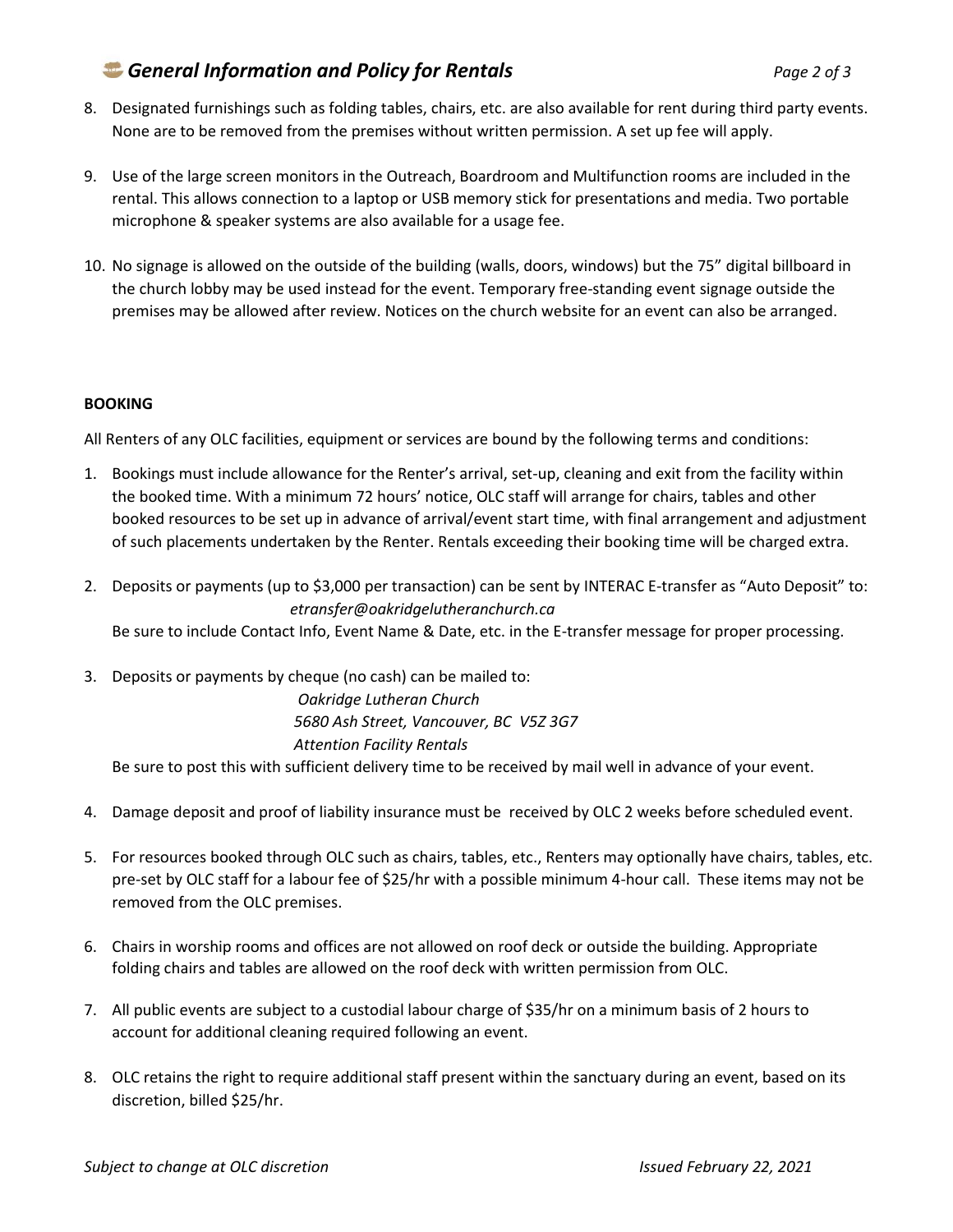8. Designated furnishings such as folding tables, chairs, etc. are also available for rent during third party events. None are to be removed from the premises without written permission. A set up fee will apply.

9. Use of the large screen monitors in the Outreach, Boardroom and Multifunction rooms are included in the rental. This allows connection to a laptop or USB memory stick for presentations and media. Two portable microphone & speaker systems are also available for a usage fee.

10. No signage is allowed on the outside of the building (walls, doors, windows) but the 75" digital billboard in the church lobby may be used instead for the event. Temporary free-standing event signage outside the premises may be allowed after review. Notices on the church website for an event can also be arranged.

**BOOKING**

All Renters of any OLC facilities, equipment or services are bound by the following terms and conditions:

1. Bookings must include allowance for the Renter's arrival, set-up, cleaning and exit from the facility within the booked time. With a minimum 72 hours' notice, OLC staff will arrange for chairs, tables and other booked resources to be set up in advance of arrival/event start time, with final arrangement and adjustment of such placements undertaken by the Renter. Rentals exceeding their booking time will be charged extra.

2. Deposits or payments (up to $3,000 per transaction) can be sent by INTERAC E-transfer as "Auto Deposit" to:

   *etransfer@oakridgelutheranchurch.ca*

   Be sure to include Contact Info, Event Name & Date, etc. in the E-transfer message for proper processing.

3. Deposits or payments by cheque (no cash) can be mailed to:

   *Oakridge Lutheran Church*
   *5680 Ash Street, Vancouver, BC V5Z 3G7*
   *Attention Facility Rentals*

   Be sure to post this with sufficient delivery time to be received by mail well in advance of your event.

4. Damage deposit and proof of liability insurance must be received by OLC 2 weeks before scheduled event.

5. For resources booked through OLC such as chairs, tables, etc., Renters may optionally have chairs, tables, etc. pre-set by OLC staff for a labour fee of $25/hr with a possible minimum 4-hour call. These items may not be removed from the OLC premises.

6. Chairs in worship rooms and offices are not allowed on roof deck or outside the building. Appropriate folding chairs and tables are allowed on the roof deck with written permission from OLC.

7. All public events are subject to a custodial labour charge of $35/hr on a minimum basis of 2 hours to account for additional cleaning required following an event.

8. OLC retains the right to require additional staff present within the sanctuary during an event, based on its discretion, billed $25/hr.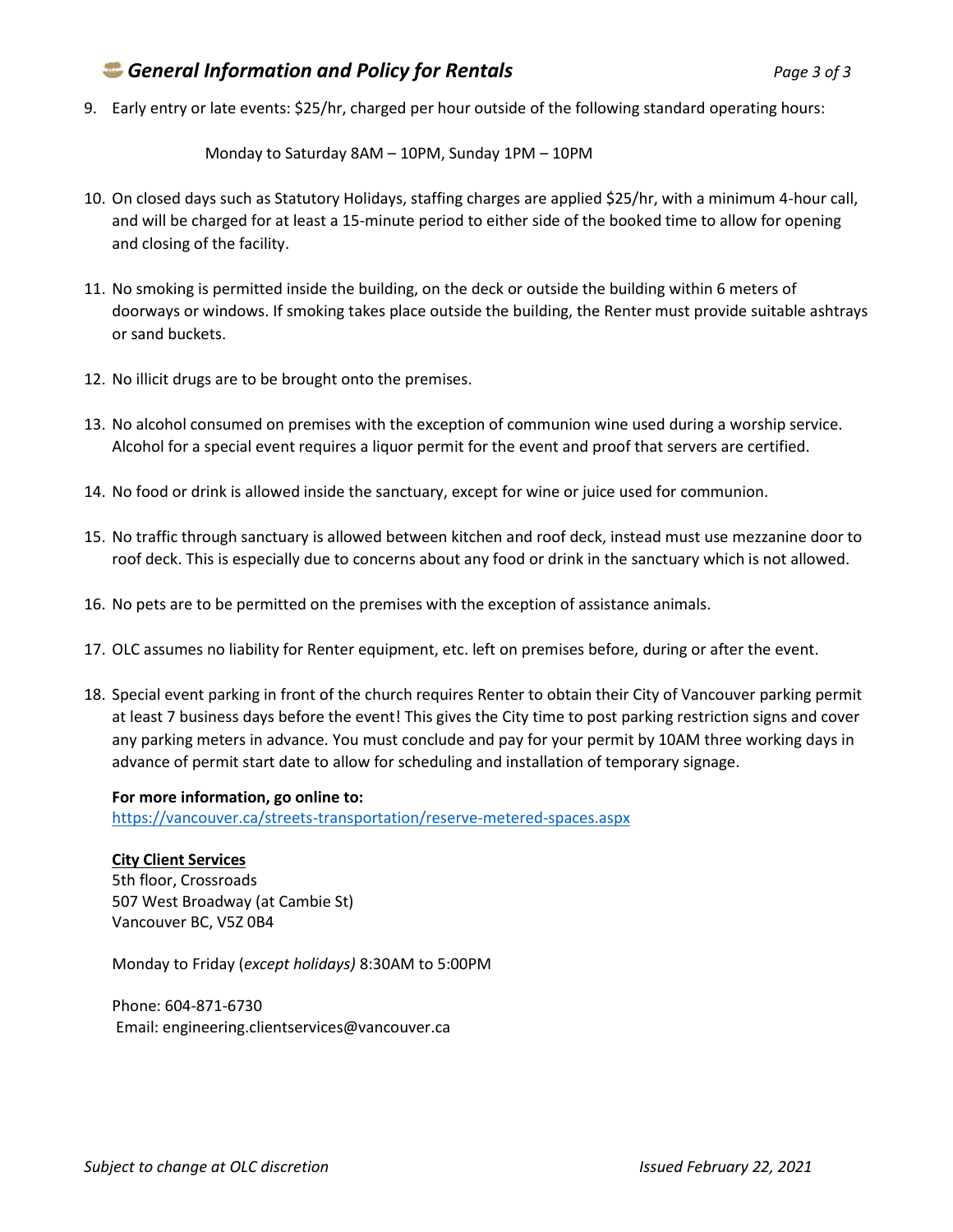9. Early entry or late events: $25/hr, charged per hour outside of the following standard operating hours:

   Monday to Saturday 8AM – 10PM, Sunday 1PM – 10PM

10. On closed days such as Statutory Holidays, staffing charges are applied $25/hr, with a minimum 4-hour call, and will be charged for at least a 15-minute period to either side of the booked time to allow for opening and closing of the facility.

11. No smoking is permitted inside the building, on the deck or outside the building within 6 meters of doorways or windows. If smoking takes place outside the building, the Renter must provide suitable ashtrays or sand buckets.

12. No illicit drugs are to be brought onto the premises.

13. No alcohol consumed on premises with the exception of communion wine used during a worship service. Alcohol for a special event requires a liquor permit for the event and proof that servers are certified.

14. No food or drink is allowed inside the sanctuary, except for wine or juice used for communion.

15. No traffic through sanctuary is allowed between kitchen and roof deck, instead must use mezzanine door to roof deck. This is especially due to concerns about any food or drink in the sanctuary which is not allowed.

16. No pets are to be permitted on the premises with the exception of assistance animals.

17. OLC assumes no liability for Renter equipment, etc. left on premises before, during or after the event.

18. Special event parking in front of the church requires Renter to obtain their City of Vancouver parking permit at least 7 business days before the event! This gives the City time to post parking restriction signs and cover any parking meters in advance. You must conclude and pay for your permit by 10AM three working days in advance of permit start date to allow for scheduling and installation of temporary signage.

    **For more information, go online to:**
    https://vancouver.ca/streets-transportation/reserve-metered-spaces.aspx

    **City Client Services**
    5th floor, Crossroads
    507 West Broadway (at Cambie St)
    Vancouver BC, V5Z 0B4

    Monday to Friday (*except holidays*) 8:30AM to 5:00PM

    Phone: 604-871-6730
    Email: engineering.clientservices@vancouver.ca

*Subject to change at OLC discretion* *Issued February 22, 2021*